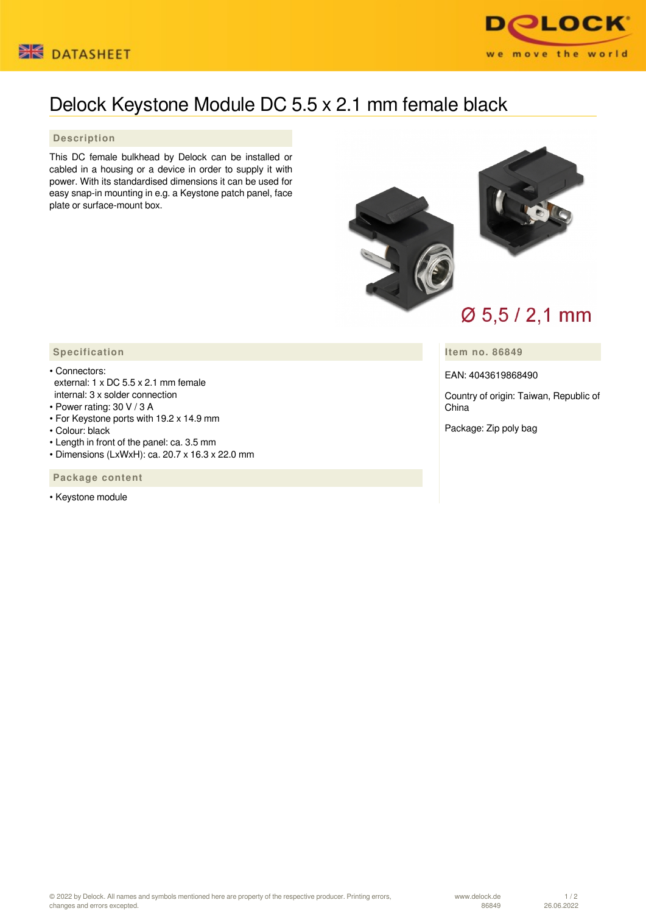# Delock Keystone Module DC 5.5 x 2.1 mm female black

## Description

This DC female bulkhead by Delock can be installed or cabled in a housing or a device in order to supply it with power. With its standardised dimensions it can be used for easy snap-in mounting in e.g. a Keystone patch panel, face plate or surface-mount box.

Ø 5,5 / 2,1 mm

## Specification

- Connectors:
  external: 1 x DC 5.5 x 2.1 mm female
  internal: 3 x solder connection
- Power rating: 30 V / 3 A
- For Keystone ports with 19.2 x 14.9 mm
- Colour: black
- Length in front of the panel: ca. 3.5 mm
- Dimensions (LxWxH): ca. 20.7 x 16.3 x 22.0 mm

## Package content

- Keystone module

## Item no. 86849

EAN: 4043619868490

Country of origin: Taiwan, Republic of China

Package: Zip poly bag

© 2022 by Delock. All names and symbols mentioned here are property of the respective producer. Printing errors, changes and errors excepted.

www.delock.de
86849
26.06.2022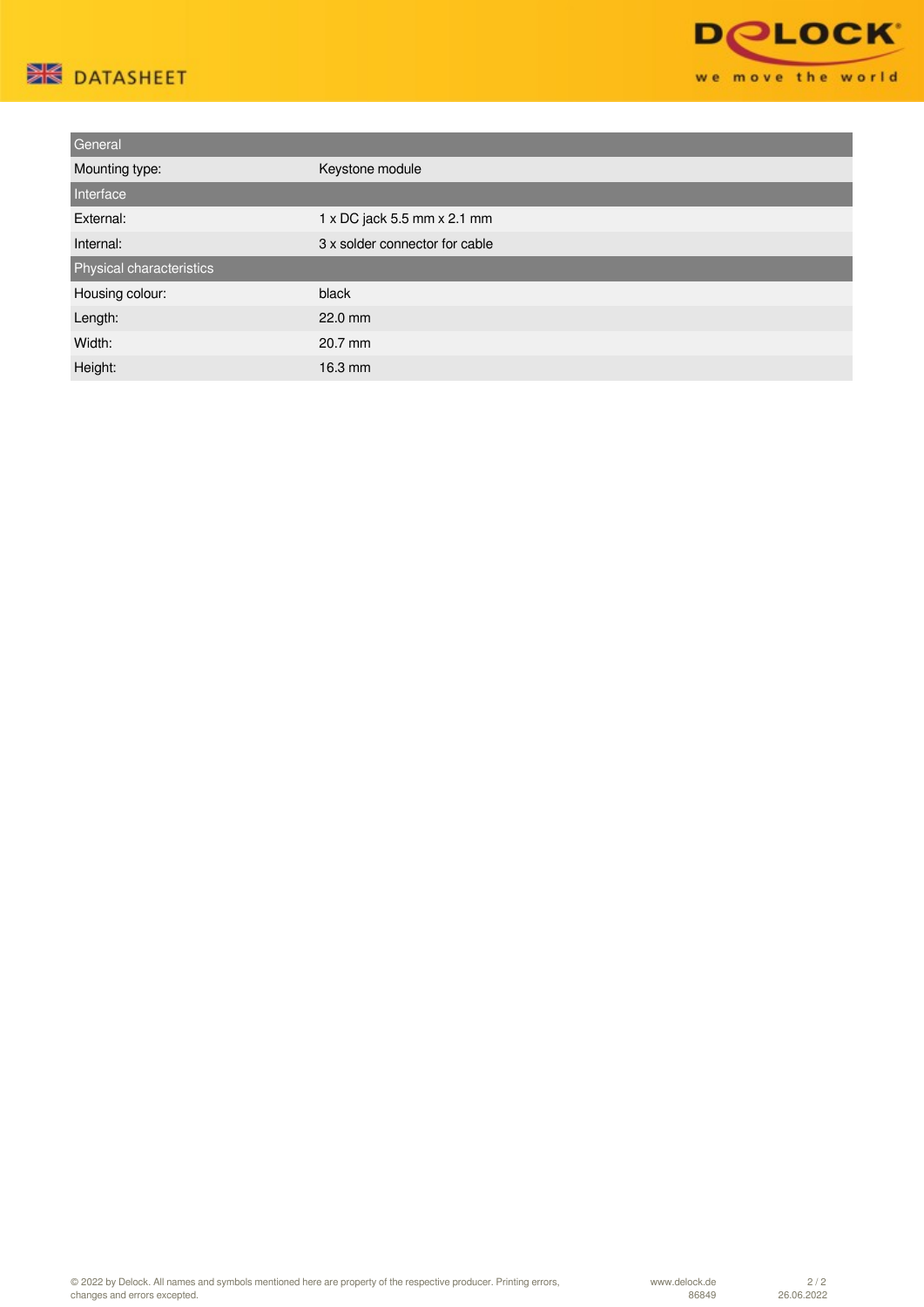| | |
|---|---|
| **General** | |
| Mounting type: | Keystone module |
| **Interface** | |
| External: | 1 x DC jack 5.5 mm x 2.1 mm |
| Internal: | 3 x solder connector for cable |
| **Physical characteristics** | |
| Housing colour: | black |
| Length: | 22.0 mm |
| Width: | 20.7 mm |
| Height: | 16.3 mm |

© 2022 by Delock. All names and symbols mentioned here are property of the respective producer. Printing errors, changes and errors excepted.